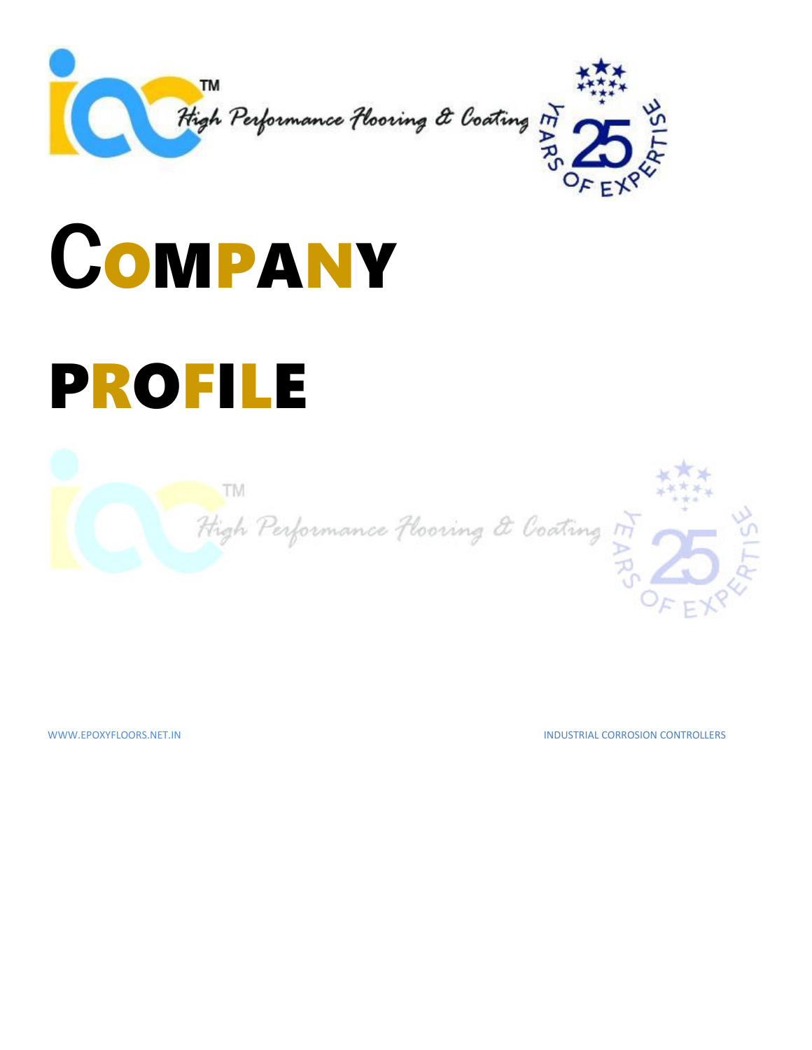ICC™ High Performance Flooring & Coating — 25 Years of Expertise

# COMPANY

# PROFILE

ICC™ High Performance Flooring & Coating — 25 Years of Expertise

WWW.EPOXYFLOORS.NET.IN

INDUSTRIAL CORROSION CONTROLLERS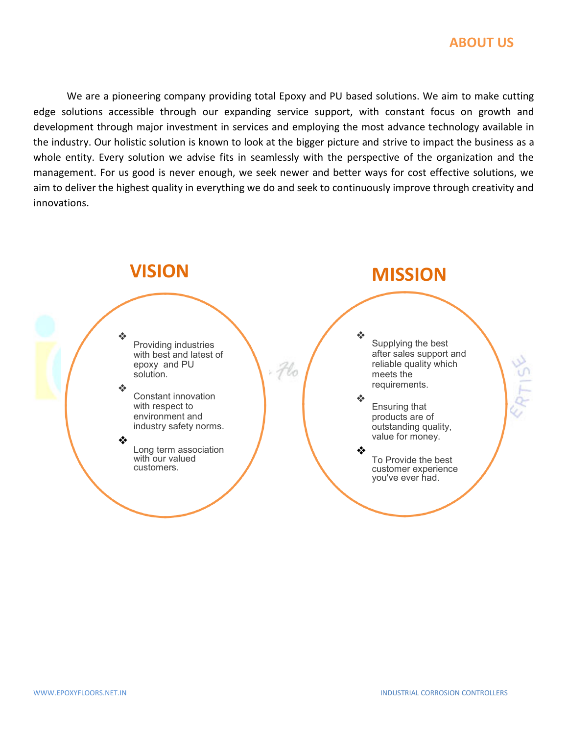## ABOUT US

We are a pioneering company providing total Epoxy and PU based solutions. We aim to make cutting edge solutions accessible through our expanding service support, with constant focus on growth and development through major investment in services and employing the most advance technology available in the industry. Our holistic solution is known to look at the bigger picture and strive to impact the business as a whole entity. Every solution we advise fits in seamlessly with the perspective of the organization and the management. For us good is never enough, we seek newer and better ways for cost effective solutions, we aim to deliver the highest quality in everything we do and seek to continuously improve through creativity and innovations.

## VISION

- Providing industries with best and latest of epoxy and PU solution.
- Constant innovation with respect to environment and industry safety norms.
- Long term association with our valued customers.

## MISSION

- Supplying the best after sales support and reliable quality which meets the requirements.
- Ensuring that products are of outstanding quality, value for money.
- To Provide the best customer experience you've ever had.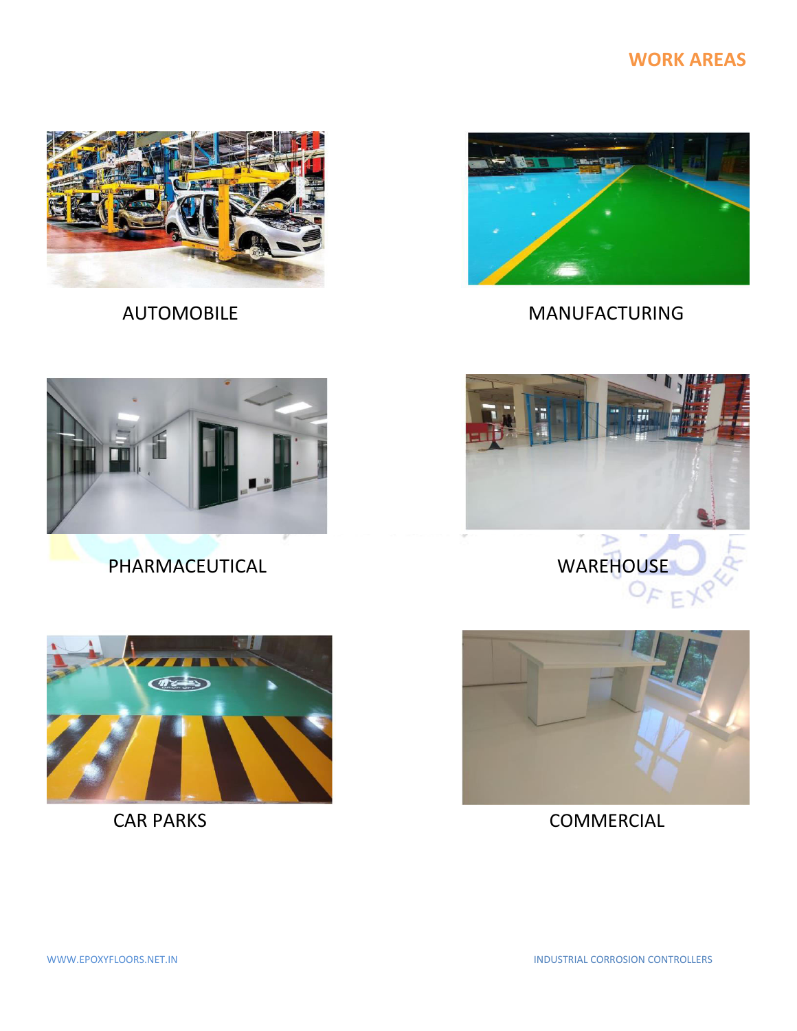## WORK AREAS

AUTOMOBILE

MANUFACTURING

PHARMACEUTICAL

WAREHOUSE

CAR PARKS

COMMERCIAL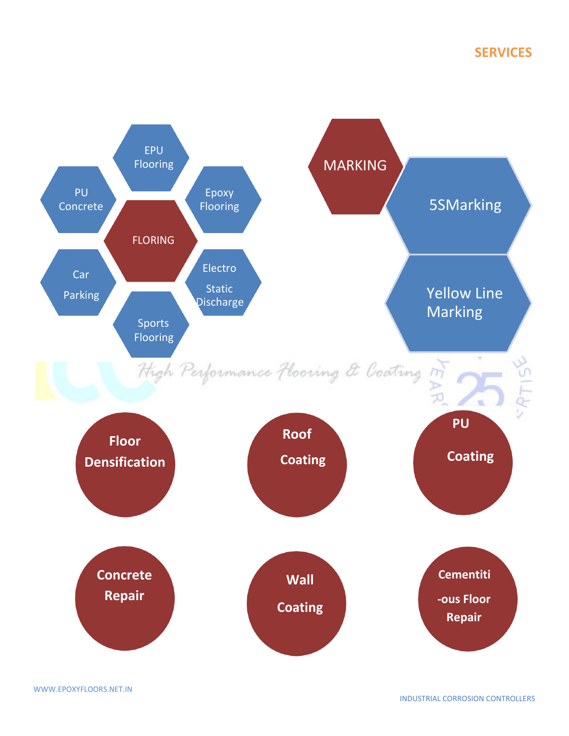## SERVICES

**FLORING**

- EPU Flooring
- Epoxy Flooring
- Electro Static Discharge
- Sports Flooring
- Car Parking
- PU Concrete

**MARKING**

- 5SMarking
- Yellow Line Marking

*High Performance Flooring & Coating*

- **Floor Densification**
- **Roof Coating**
- **PU Coating**
- **Concrete Repair**
- **Wall Coating**
- **Cementiti-ous Floor Repair**

WWW.EPOXYFLOORS.NET.IN

INDUSTRIAL CORROSION CONTROLLERS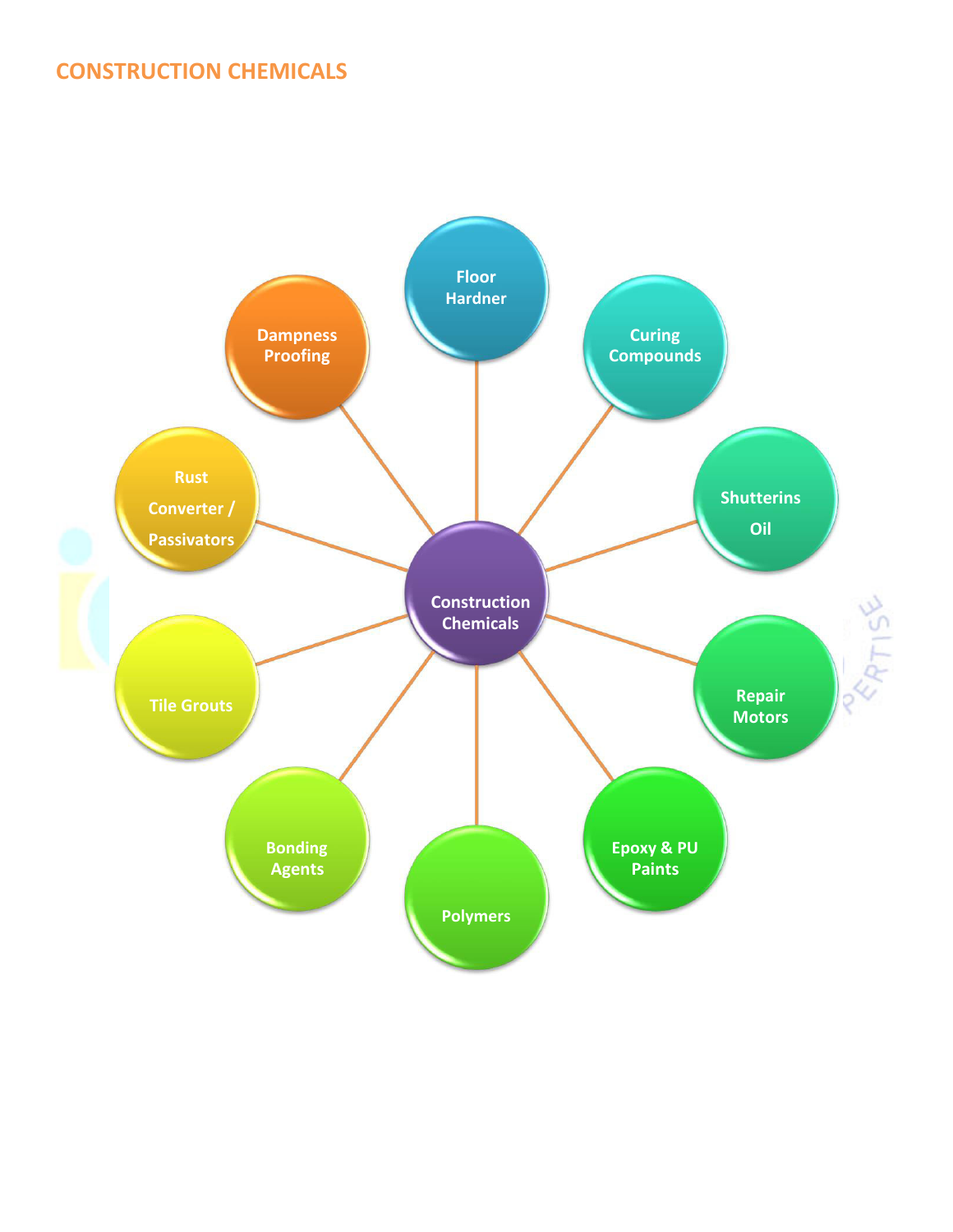## CONSTRUCTION CHEMICALS

- Construction Chemicals
  - Floor Hardner
  - Curing Compounds
  - Shutterins Oil
  - Repair Motors
  - Epoxy & PU Paints
  - Polymers
  - Bonding Agents
  - Tile Grouts
  - Rust Converter / Passivators
  - Dampness Proofing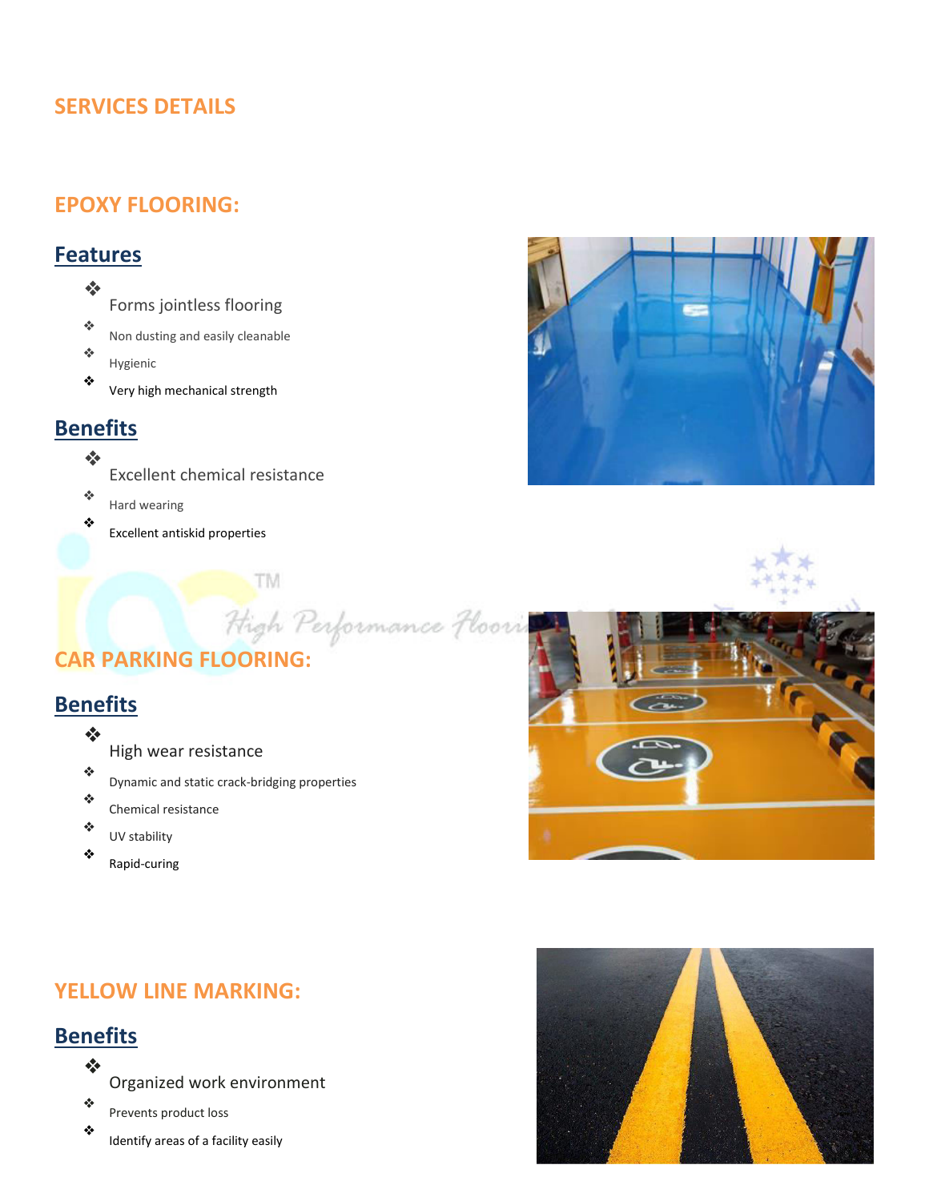## SERVICES DETAILS

## EPOXY FLOORING:

### Features

- Forms jointless flooring
- Non dusting and easily cleanable
- Hygienic
- Very high mechanical strength

### Benefits

- Excellent chemical resistance
- Hard wearing
- Excellent antiskid properties

## CAR PARKING FLOORING:

### Benefits

- High wear resistance
- Dynamic and static crack-bridging properties
- Chemical resistance
- UV stability
- Rapid-curing

## YELLOW LINE MARKING:

### Benefits

- Organized work environment
- Prevents product loss
- Identify areas of a facility easily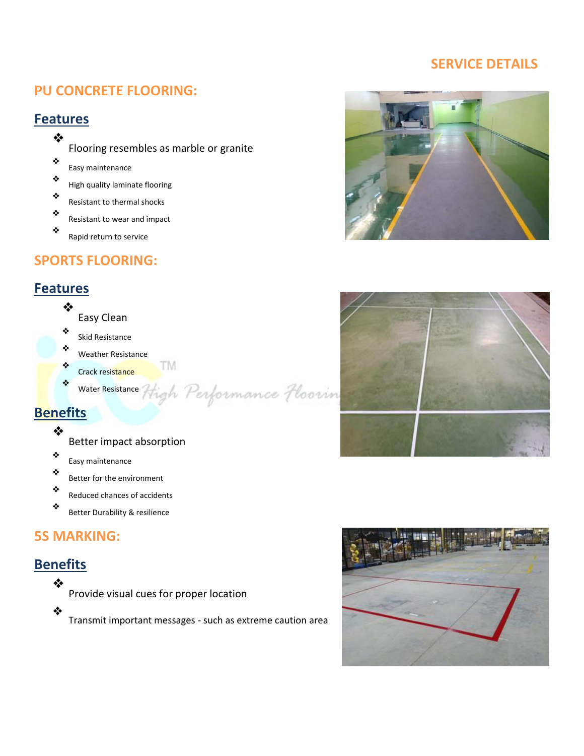## SERVICE DETAILS

## PU CONCRETE FLOORING:

### Features

- Flooring resembles as marble or granite
- Easy maintenance
- High quality laminate flooring
- Resistant to thermal shocks
- Resistant to wear and impact
- Rapid return to service

## SPORTS FLOORING:

### Features

- Easy Clean
- Skid Resistance
- Weather Resistance
- Crack resistance
- Water Resistance

### Benefits

- Better impact absorption
- Easy maintenance
- Better for the environment
- Reduced chances of accidents
- Better Durability & resilience

## 5S MARKING:

### Benefits

- Provide visual cues for proper location
- Transmit important messages - such as extreme caution area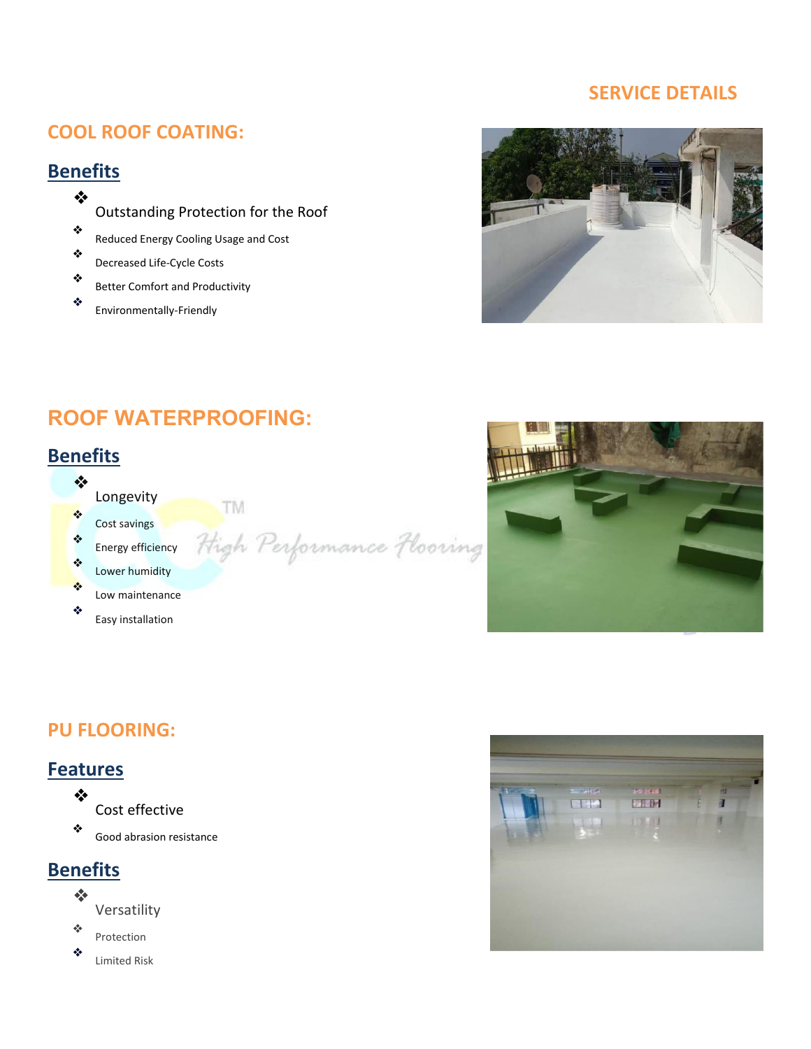## SERVICE DETAILS

## COOL ROOF COATING:

### Benefits

- Outstanding Protection for the Roof
- Reduced Energy Cooling Usage and Cost
- Decreased Life-Cycle Costs
- Better Comfort and Productivity
- Environmentally-Friendly

## ROOF WATERPROOFING:

### Benefits

- Longevity
- Cost savings
- Energy efficiency
- Lower humidity
- Low maintenance
- Easy installation

## PU FLOORING:

### Features

- Cost effective
- Good abrasion resistance

### Benefits

- Versatility
- Protection
- Limited Risk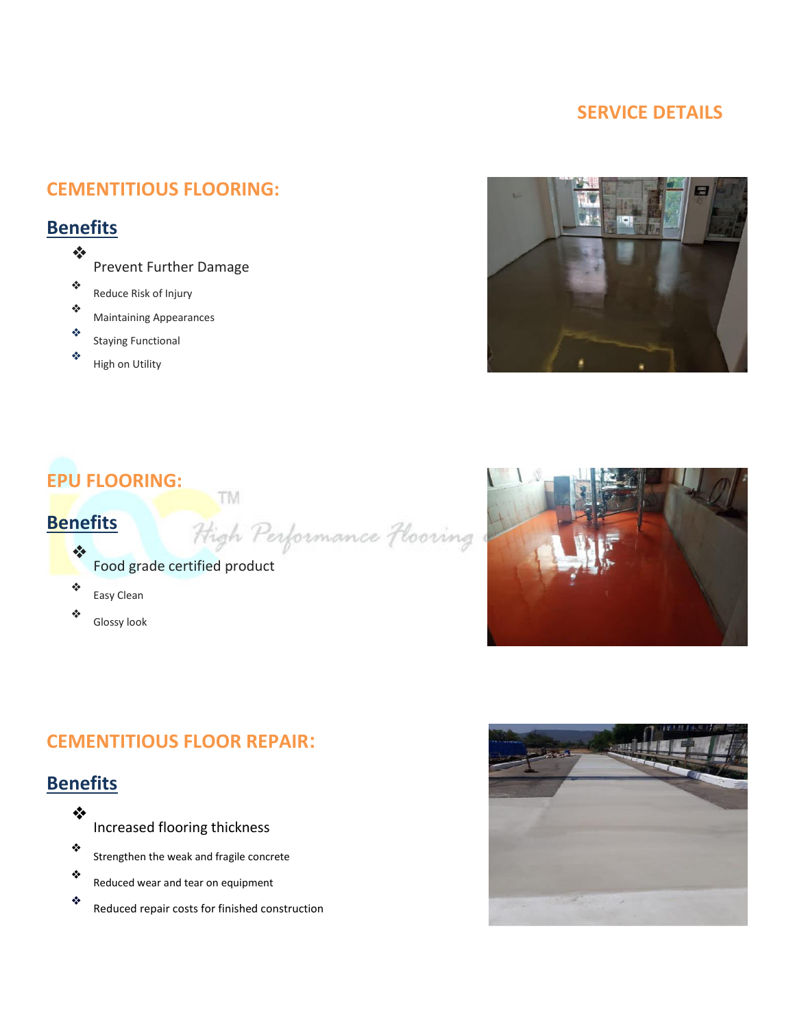## SERVICE DETAILS

## CEMENTITIOUS FLOORING:

### Benefits

- Prevent Further Damage
- Reduce Risk of Injury
- Maintaining Appearances
- Staying Functional
- High on Utility

## EPU FLOORING:

### Benefits

- Food grade certified product
- Easy Clean
- Glossy look

## CEMENTITIOUS FLOOR REPAIR:

### Benefits

- Increased flooring thickness
- Strengthen the weak and fragile concrete
- Reduced wear and tear on equipment
- Reduced repair costs for finished construction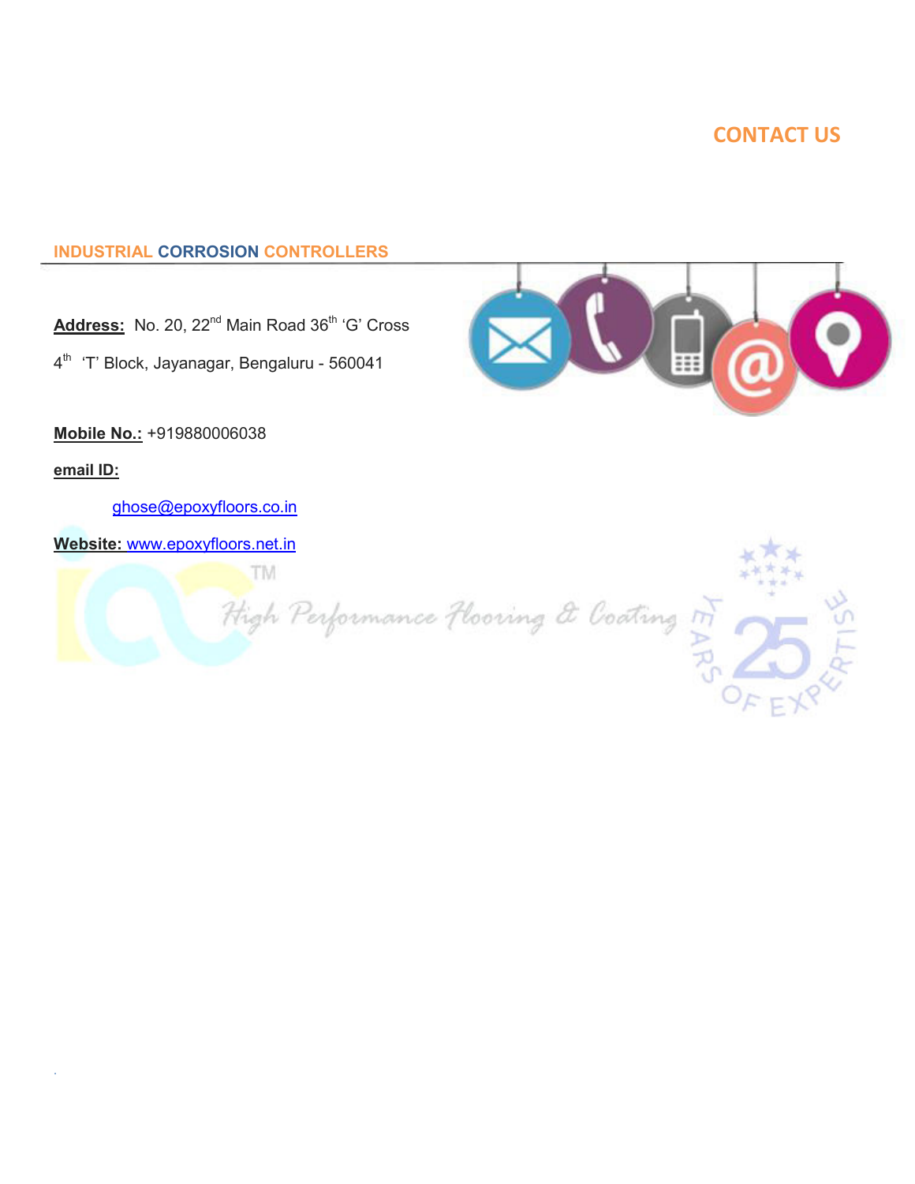# CONTACT US

## INDUSTRIAL CORROSION CONTROLLERS

**Address:** No. 20, 22nd Main Road 36th 'G' Cross

4th 'T' Block, Jayanagar, Bengaluru - 560041

**Mobile No.:** +919880006038

**email ID:**

ghose@epoxyfloors.co.in

**Website:** www.epoxyfloors.net.in

High Performance Flooring & Coating

25 YEARS OF EXPERTISE